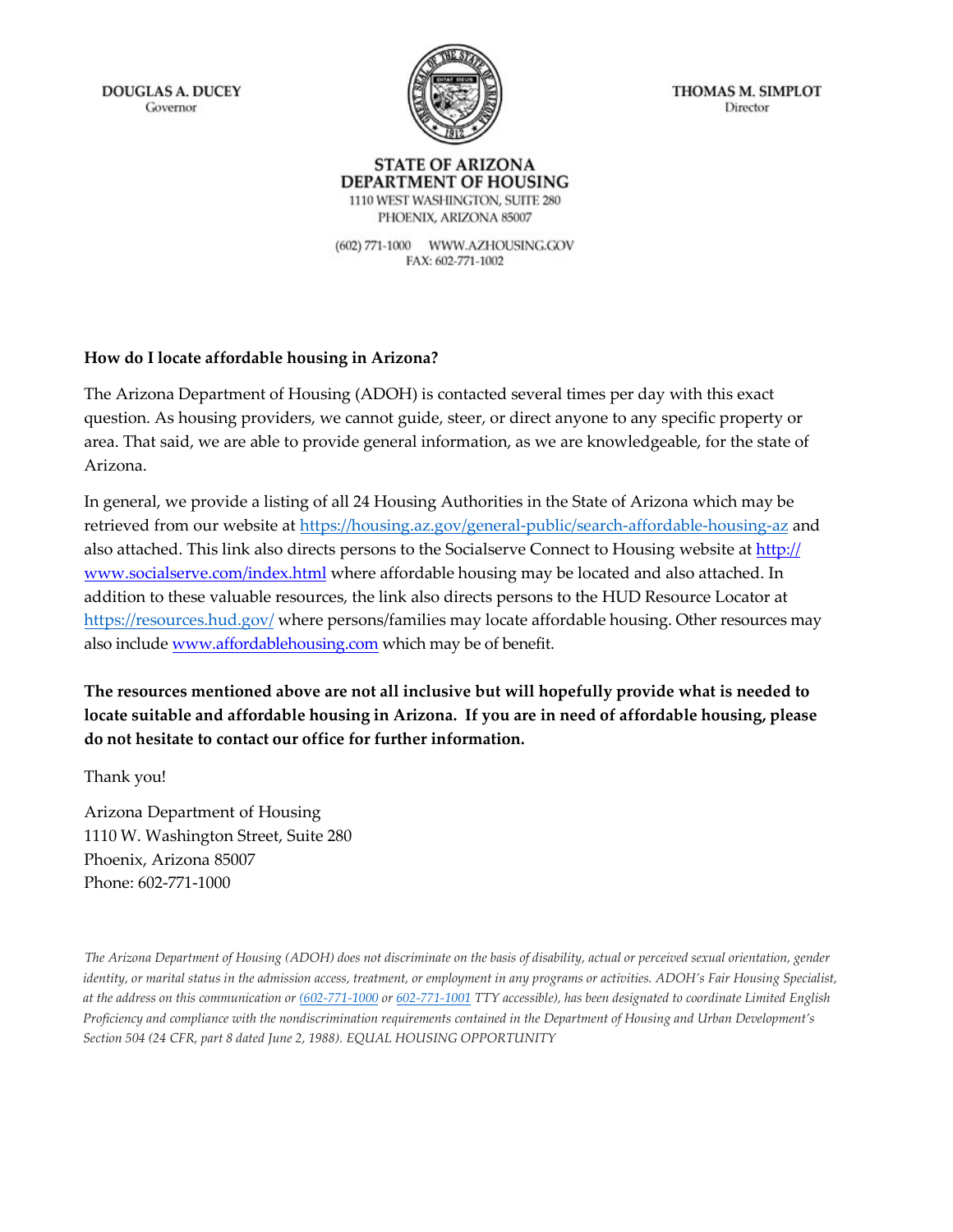**DOUGLAS A. DUCEY**
Governor

**THOMAS M. SIMPLOT**
Director

**STATE OF ARIZONA**
**DEPARTMENT OF HOUSING**
1110 WEST WASHINGTON, SUITE 280
PHOENIX, ARIZONA 85007

(602) 771-1000 WWW.AZHOUSING.GOV
FAX: 602-771-1002

**How do I locate affordable housing in Arizona?**

The Arizona Department of Housing (ADOH) is contacted several times per day with this exact question. As housing providers, we cannot guide, steer, or direct anyone to any specific property or area. That said, we are able to provide general information, as we are knowledgeable, for the state of Arizona.

In general, we provide a listing of all 24 Housing Authorities in the State of Arizona which may be retrieved from our website at https://housing.az.gov/general-public/search-affordable-housing-az and also attached. This link also directs persons to the Socialserve Connect to Housing website at http://www.socialserve.com/index.html where affordable housing may be located and also attached. In addition to these valuable resources, the link also directs persons to the HUD Resource Locator at https://resources.hud.gov/ where persons/families may locate affordable housing. Other resources may also include www.affordablehousing.com which may be of benefit.

**The resources mentioned above are not all inclusive but will hopefully provide what is needed to locate suitable and affordable housing in Arizona. If you are in need of affordable housing, please do not hesitate to contact our office for further information.**

Thank you!

Arizona Department of Housing
1110 W. Washington Street, Suite 280
Phoenix, Arizona 85007
Phone: 602-771-1000

*The Arizona Department of Housing (ADOH) does not discriminate on the basis of disability, actual or perceived sexual orientation, gender identity, or marital status in the admission access, treatment, or employment in any programs or activities. ADOH's Fair Housing Specialist, at the address on this communication or (602-771-1000 or 602-771-1001 TTY accessible), has been designated to coordinate Limited English Proficiency and compliance with the nondiscrimination requirements contained in the Department of Housing and Urban Development's Section 504 (24 CFR, part 8 dated June 2, 1988). EQUAL HOUSING OPPORTUNITY*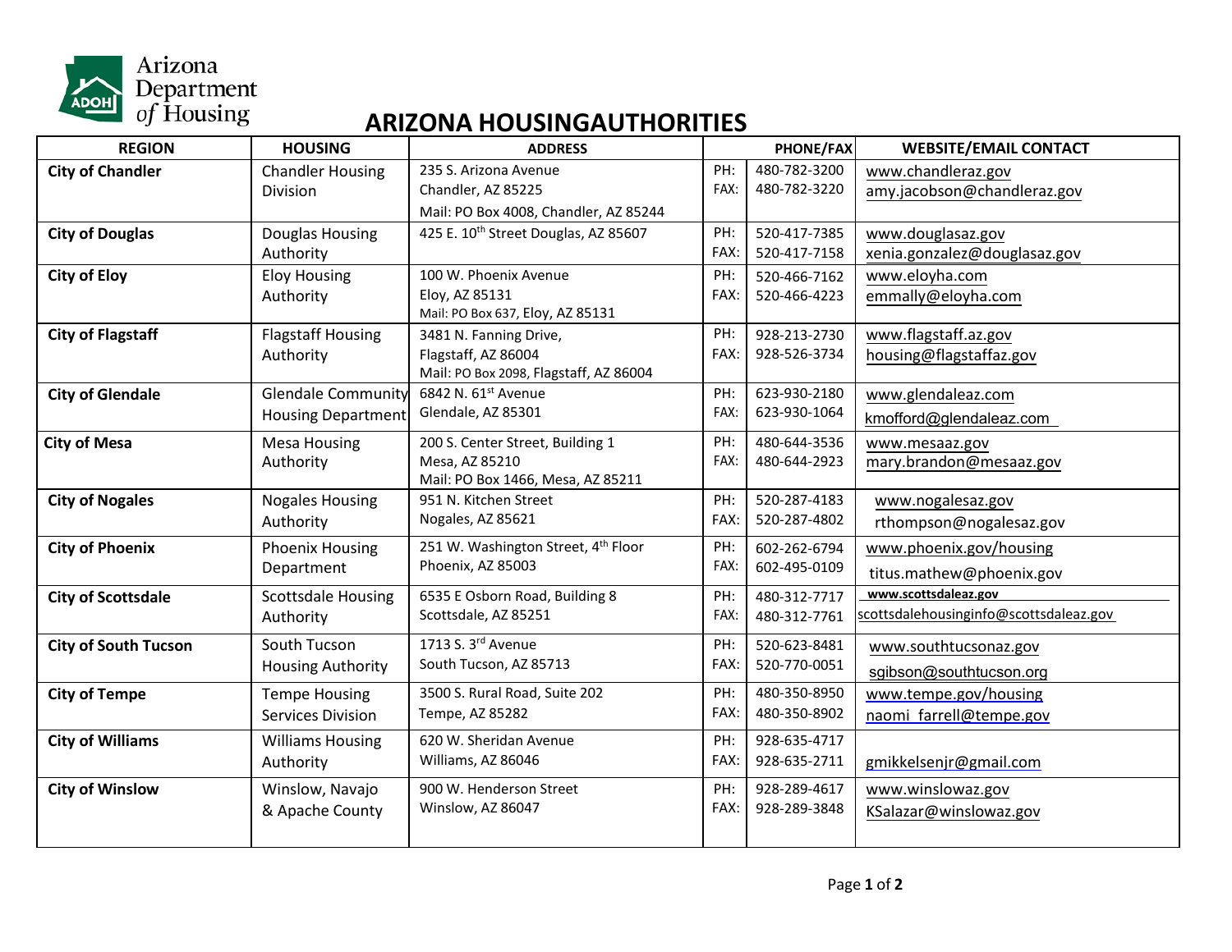# ARIZONA HOUSINGAUTHORITIES

| REGION | HOUSING | ADDRESS | PHONE/FAX | | WEBSITE/EMAIL CONTACT |
|---|---|---|---|---|---|
| **City of Chandler** | Chandler Housing Division | 235 S. Arizona Avenue<br>Chandler, AZ 85225<br>Mail: PO Box 4008, Chandler, AZ 85244 | PH:<br>FAX: | 480-782-3200<br>480-782-3220 | www.chandleraz.gov<br>amy.jacobson@chandleraz.gov |
| **City of Douglas** | Douglas Housing Authority | 425 E. 10th Street Douglas, AZ 85607 | PH:<br>FAX: | 520-417-7385<br>520-417-7158 | www.douglasaz.gov<br>xenia.gonzalez@douglasaz.gov |
| **City of Eloy** | Eloy Housing Authority | 100 W. Phoenix Avenue<br>Eloy, AZ 85131<br>Mail: PO Box 637, Eloy, AZ 85131 | PH:<br>FAX: | 520-466-7162<br>520-466-4223 | www.eloyha.com<br>emmally@eloyha.com |
| **City of Flagstaff** | Flagstaff Housing Authority | 3481 N. Fanning Drive,<br>Flagstaff, AZ 86004<br>Mail: PO Box 2098, Flagstaff, AZ 86004 | PH:<br>FAX: | 928-213-2730<br>928-526-3734 | www.flagstaff.az.gov<br>housing@flagstaffaz.gov |
| **City of Glendale** | Glendale Community Housing Department | 6842 N. 61st Avenue<br>Glendale, AZ 85301 | PH:<br>FAX: | 623-930-2180<br>623-930-1064 | www.glendaleaz.com<br>kmofford@glendaleaz.com |
| **City of Mesa** | Mesa Housing Authority | 200 S. Center Street, Building 1<br>Mesa, AZ 85210<br>Mail: PO Box 1466, Mesa, AZ 85211 | PH:<br>FAX: | 480-644-3536<br>480-644-2923 | www.mesaaz.gov<br>mary.brandon@mesaaz.gov |
| **City of Nogales** | Nogales Housing Authority | 951 N. Kitchen Street<br>Nogales, AZ 85621 | PH:<br>FAX: | 520-287-4183<br>520-287-4802 | www.nogalesaz.gov<br>rthompson@nogalesaz.gov |
| **City of Phoenix** | Phoenix Housing Department | 251 W. Washington Street, 4th Floor<br>Phoenix, AZ 85003 | PH:<br>FAX: | 602-262-6794<br>602-495-0109 | www.phoenix.gov/housing<br>titus.mathew@phoenix.gov |
| **City of Scottsdale** | Scottsdale Housing Authority | 6535 E Osborn Road, Building 8<br>Scottsdale, AZ 85251 | PH:<br>FAX: | 480-312-7717<br>480-312-7761 | www.scottsdaleaz.gov<br>scottsdalehousinginfo@scottsdaleaz.gov |
| **City of South Tucson** | South Tucson Housing Authority | 1713 S. 3rd Avenue<br>South Tucson, AZ 85713 | PH:<br>FAX: | 520-623-8481<br>520-770-0051 | www.southtucsonaz.gov<br>sgibson@southtucson.org |
| **City of Tempe** | Tempe Housing Services Division | 3500 S. Rural Road, Suite 202<br>Tempe, AZ 85282 | PH:<br>FAX: | 480-350-8950<br>480-350-8902 | www.tempe.gov/housing<br>naomi_farrell@tempe.gov |
| **City of Williams** | Williams Housing Authority | 620 W. Sheridan Avenue<br>Williams, AZ 86046 | PH:<br>FAX: | 928-635-4717<br>928-635-2711 | gmikkelsenjr@gmail.com |
| **City of Winslow** | Winslow, Navajo & Apache County | 900 W. Henderson Street<br>Winslow, AZ 86047 | PH:<br>FAX: | 928-289-4617<br>928-289-3848 | www.winslowaz.gov<br>KSalazar@winslowaz.gov |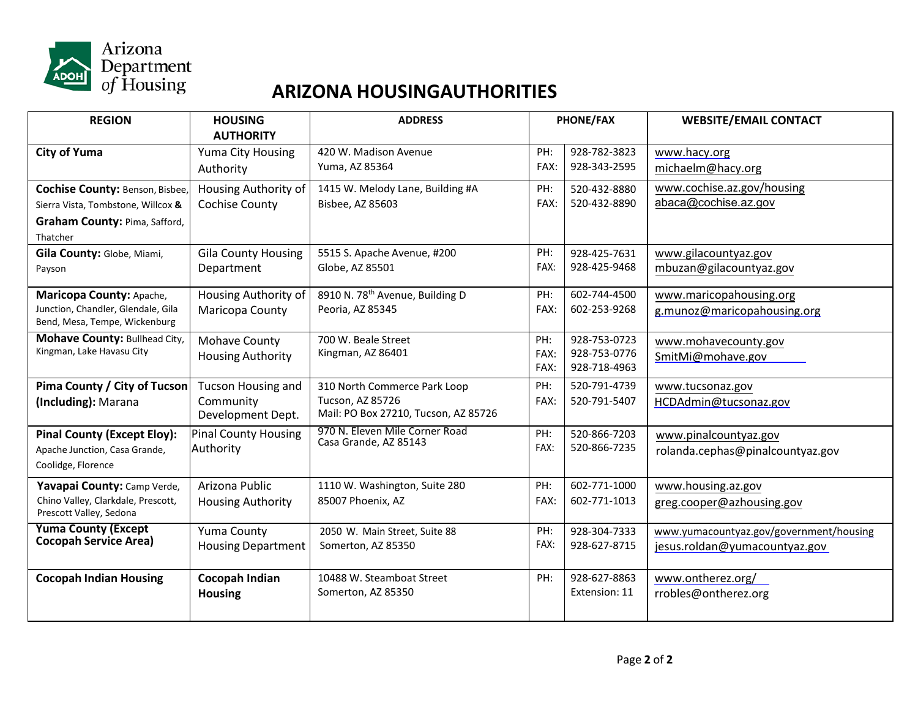# ARIZONA HOUSINGAUTHORITIES

| REGION | HOUSING AUTHORITY | ADDRESS | PHONE/FAX | | WEBSITE/EMAIL CONTACT |
|---|---|---|---|---|---|
| **City of Yuma** | Yuma City Housing Authority | 420 W. Madison Avenue<br>Yuma, AZ 85364 | PH:<br>FAX: | 928-782-3823<br>928-343-2595 | www.hacy.org<br>michaelm@hacy.org |
| **Cochise County:** Benson, Bisbee, Sierra Vista, Tombstone, Willcox **&** **Graham County:** Pima, Safford, Thatcher | Housing Authority of Cochise County | 1415 W. Melody Lane, Building #A<br>Bisbee, AZ 85603 | PH:<br>FAX: | 520-432-8880<br>520-432-8890 | www.cochise.az.gov/housing<br>abaca@cochise.az.gov |
| **Gila County:** Globe, Miami, Payson | Gila County Housing Department | 5515 S. Apache Avenue, #200<br>Globe, AZ 85501 | PH:<br>FAX: | 928-425-7631<br>928-425-9468 | www.gilacountyaz.gov<br>mbuzan@gilacountyaz.gov |
| **Maricopa County:** Apache, Junction, Chandler, Glendale, Gila Bend, Mesa, Tempe, Wickenburg | Housing Authority of Maricopa County | 8910 N. 78th Avenue, Building D<br>Peoria, AZ 85345 | PH:<br>FAX: | 602-744-4500<br>602-253-9268 | www.maricopahousing.org<br>g.munoz@maricopahousing.org |
| **Mohave County:** Bullhead City, Kingman, Lake Havasu City | Mohave County Housing Authority | 700 W. Beale Street<br>Kingman, AZ 86401 | PH:<br>FAX:<br>FAX: | 928-753-0723<br>928-753-0776<br>928-718-4963 | www.mohavecounty.gov<br>SmitMi@mohave.gov |
| **Pima County / City of Tucson (Including):** Marana | Tucson Housing and Community Development Dept. | 310 North Commerce Park Loop<br>Tucson, AZ 85726<br>Mail: PO Box 27210, Tucson, AZ 85726 | PH:<br>FAX: | 520-791-4739<br>520-791-5407 | www.tucsonaz.gov<br>HCDAdmin@tucsonaz.gov |
| **Pinal County (Except Eloy):** Apache Junction, Casa Grande, Coolidge, Florence | Pinal County Housing Authority | 970 N. Eleven Mile Corner Road<br>Casa Grande, AZ 85143 | PH:<br>FAX: | 520-866-7203<br>520-866-7235 | www.pinalcountyaz.gov<br>rolanda.cephas@pinalcountyaz.gov |
| **Yavapai County:** Camp Verde, Chino Valley, Clarkdale, Prescott, Prescott Valley, Sedona | Arizona Public Housing Authority | 1110 W. Washington, Suite 280<br>85007 Phoenix, AZ | PH:<br>FAX: | 602-771-1000<br>602-771-1013 | www.housing.az.gov<br>greg.cooper@azhousing.gov |
| **Yuma County (Except Cocopah Service Area)** | Yuma County Housing Department | 2050 W. Main Street, Suite 88<br>Somerton, AZ 85350 | PH:<br>FAX: | 928-304-7333<br>928-627-8715 | www.yumacountyaz.gov/government/housing<br>jesus.roldan@yumacountyaz.gov |
| **Cocopah Indian Housing** | **Cocopah Indian Housing** | 10488 W. Steamboat Street<br>Somerton, AZ 85350 | PH: | 928-627-8863<br>Extension: 11 | www.ontherez.org/<br>rrobles@ontherez.org |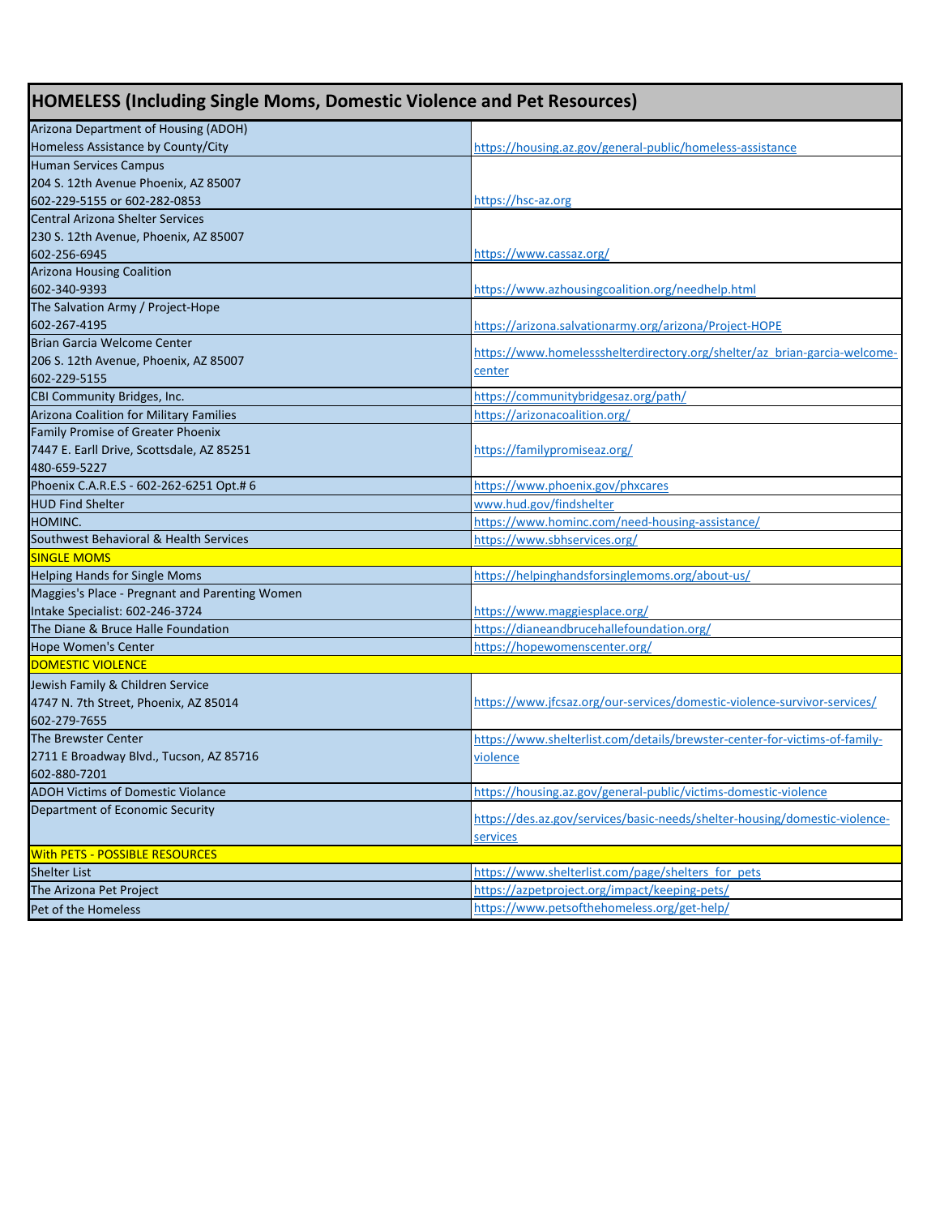| HOMELESS (Including Single Moms, Domestic Violence and Pet Resources) | |
|---|---|
| Arizona Department of Housing (ADOH)<br>Homeless Assistance by County/City | https://housing.az.gov/general-public/homeless-assistance |
| Human Services Campus<br>204 S. 12th Avenue Phoenix, AZ 85007<br>602-229-5155 or 602-282-0853 | https://hsc-az.org |
| Central Arizona Shelter Services<br>230 S. 12th Avenue, Phoenix, AZ 85007<br>602-256-6945 | https://www.cassaz.org/ |
| Arizona Housing Coalition<br>602-340-9393 | https://www.azhousingcoalition.org/needhelp.html |
| The Salvation Army / Project-Hope<br>602-267-4195 | https://arizona.salvationarmy.org/arizona/Project-HOPE |
| Brian Garcia Welcome Center<br>206 S. 12th Avenue, Phoenix, AZ 85007<br>602-229-5155 | https://www.homelessshelterdirectory.org/shelter/az_brian-garcia-welcome-center |
| CBI Community Bridges, Inc. | https://communitybridgesaz.org/path/ |
| Arizona Coalition for Military Families | https://arizonacoalition.org/ |
| Family Promise of Greater Phoenix<br>7447 E. Earll Drive, Scottsdale, AZ 85251<br>480-659-5227 | https://familypromiseaz.org/ |
| Phoenix C.A.R.E.S - 602-262-6251 Opt.# 6 | https://www.phoenix.gov/phxcares |
| HUD Find Shelter | www.hud.gov/findshelter |
| HOMINC. | https://www.hominc.com/need-housing-assistance/ |
| Southwest Behavioral & Health Services | https://www.sbhservices.org/ |
| **SINGLE MOMS** | |
| Helping Hands for Single Moms | https://helpinghandsforsinglemoms.org/about-us/ |
| Maggies's Place - Pregnant and Parenting Women<br>Intake Specialist: 602-246-3724 | https://www.maggiesplace.org/ |
| The Diane & Bruce Halle Foundation | https://dianeandbrucehallefoundation.org/ |
| Hope Women's Center | https://hopewomenscenter.org/ |
| **DOMESTIC VIOLENCE** | |
| Jewish Family & Children Service<br>4747 N. 7th Street, Phoenix, AZ 85014<br>602-279-7655 | https://www.jfcsaz.org/our-services/domestic-violence-survivor-services/ |
| The Brewster Center<br>2711 E Broadway Blvd., Tucson, AZ 85716<br>602-880-7201 | https://www.shelterlist.com/details/brewster-center-for-victims-of-family-violence |
| ADOH Victims of Domestic Violance | https://housing.az.gov/general-public/victims-domestic-violence |
| Department of Economic Security | https://des.az.gov/services/basic-needs/shelter-housing/domestic-violence-services |
| **With PETS - POSSIBLE RESOURCES** | |
| Shelter List | https://www.shelterlist.com/page/shelters_for_pets |
| The Arizona Pet Project | https://azpetproject.org/impact/keeping-pets/ |
| Pet of the Homeless | https://www.petsofthehomeless.org/get-help/ |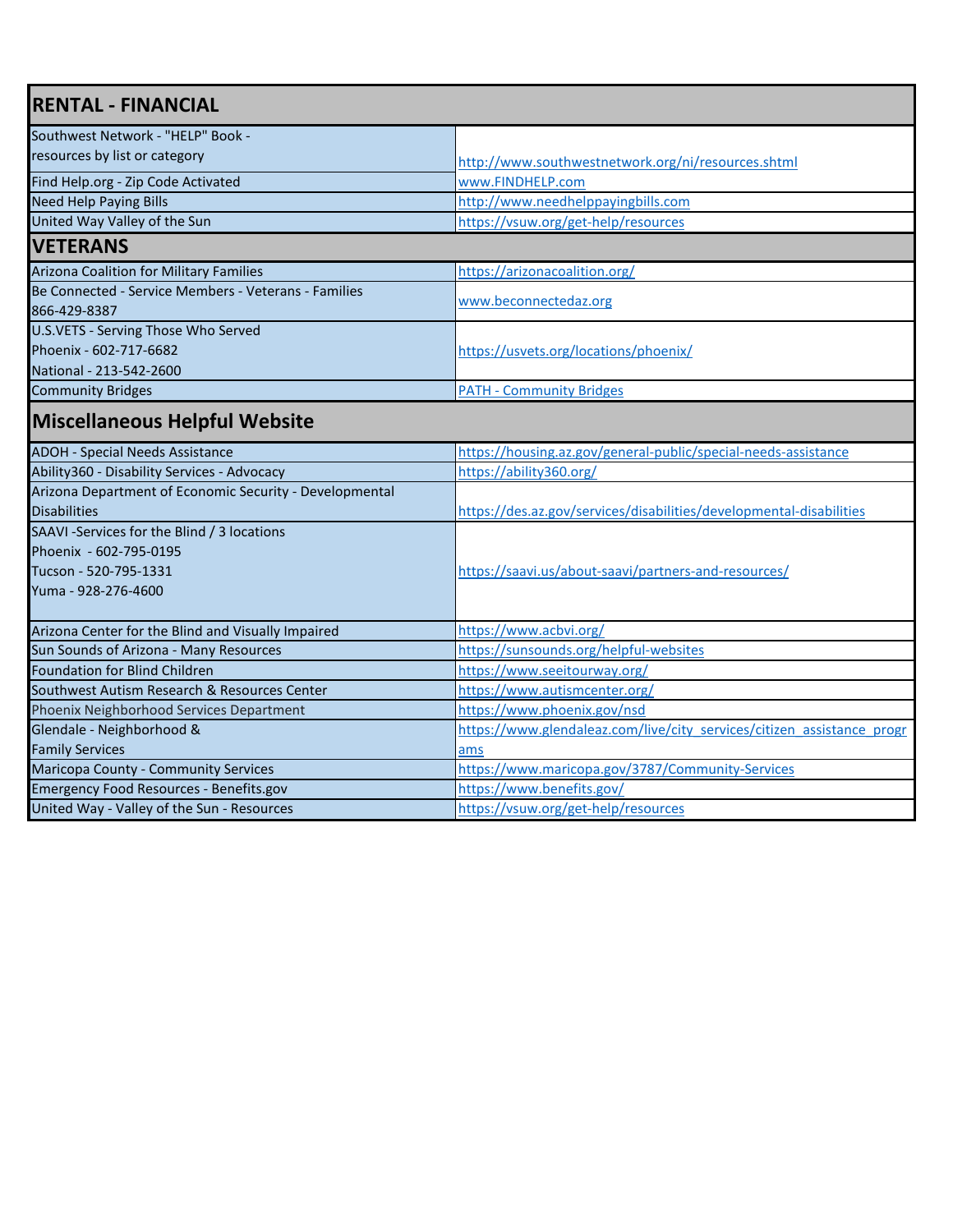## RENTAL - FINANCIAL

| | |
|---|---|
| Southwest Network - "HELP" Book - resources by list or category | http://www.southwestnetwork.org/ni/resources.shtml |
| Find Help.org - Zip Code Activated | www.FINDHELP.com |
| Need Help Paying Bills | http://www.needhelppayingbills.com |
| United Way Valley of the Sun | https://vsuw.org/get-help/resources |

## VETERANS

| | |
|---|---|
| Arizona Coalition for Military Families | https://arizonacoalition.org/ |
| Be Connected - Service Members - Veterans - Families 866-429-8387 | www.beconnectedaz.org |
| U.S.VETS - Serving Those Who Served<br>Phoenix - 602-717-6682<br>National - 213-542-2600 | https://usvets.org/locations/phoenix/ |
| Community Bridges | PATH - Community Bridges |

## Miscellaneous Helpful Website

| | |
|---|---|
| ADOH - Special Needs Assistance | https://housing.az.gov/general-public/special-needs-assistance |
| Ability360 - Disability Services - Advocacy | https://ability360.org/ |
| Arizona Department of Economic Security - Developmental Disabilities | https://des.az.gov/services/disabilities/developmental-disabilities |
| SAAVI -Services for the Blind / 3 locations<br>Phoenix - 602-795-0195<br>Tucson - 520-795-1331<br>Yuma - 928-276-4600 | https://saavi.us/about-saavi/partners-and-resources/ |
| Arizona Center for the Blind and Visually Impaired | https://www.acbvi.org/ |
| Sun Sounds of Arizona - Many Resources | https://sunsounds.org/helpful-websites |
| Foundation for Blind Children | https://www.seeitourway.org/ |
| Southwest Autism Research & Resources Center | https://www.autismcenter.org/ |
| Phoenix Neighborhood Services Department | https://www.phoenix.gov/nsd |
| Glendale - Neighborhood & Family Services | https://www.glendaleaz.com/live/city_services/citizen_assistance_programs |
| Maricopa County - Community Services | https://www.maricopa.gov/3787/Community-Services |
| Emergency Food Resources - Benefits.gov | https://www.benefits.gov/ |
| United Way - Valley of the Sun - Resources | https://vsuw.org/get-help/resources |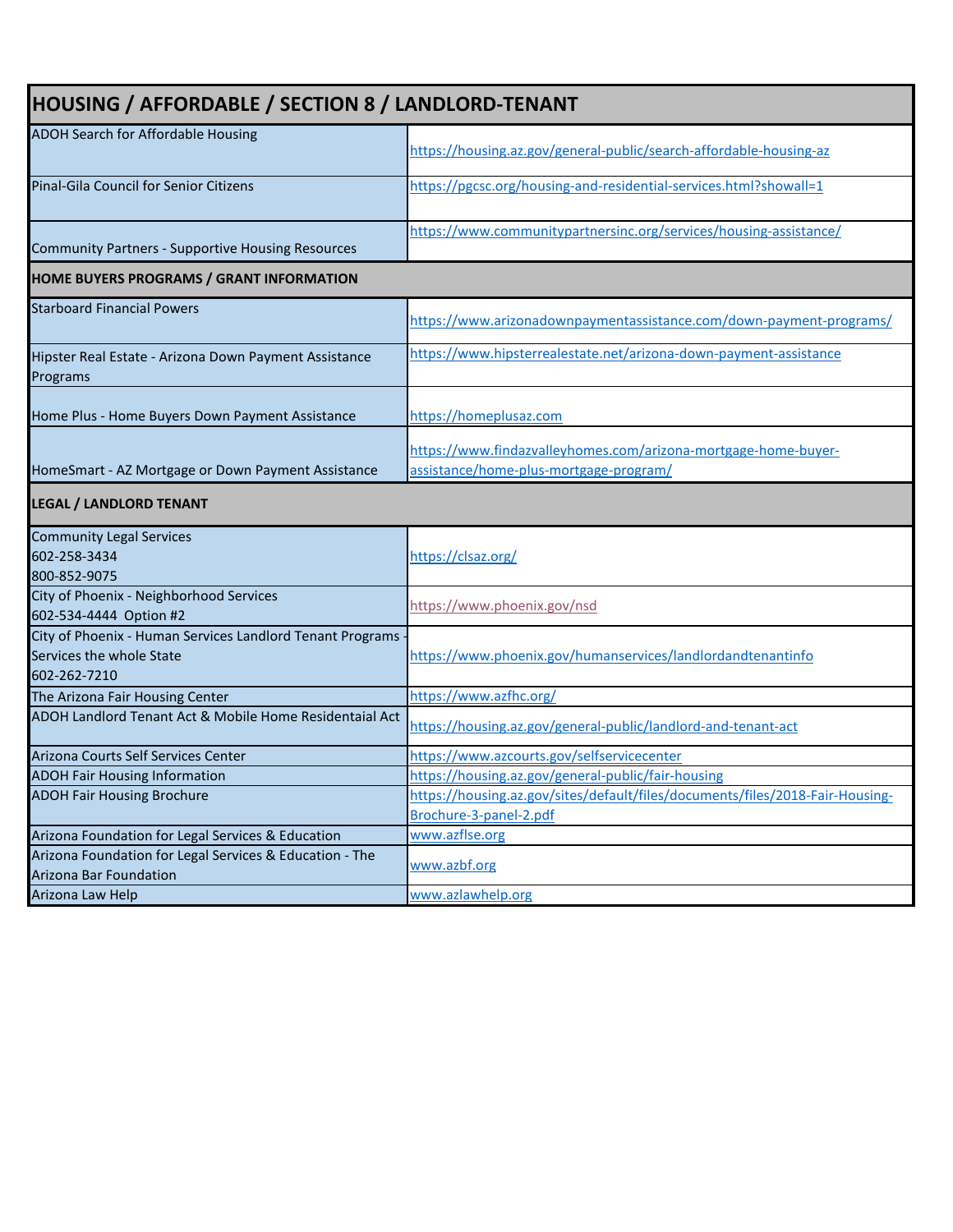| HOUSING / AFFORDABLE / SECTION 8 / LANDLORD-TENANT | |
|---|---|
| ADOH Search for Affordable Housing | https://housing.az.gov/general-public/search-affordable-housing-az |
| Pinal-Gila Council for Senior Citizens | https://pgcsc.org/housing-and-residential-services.html?showall=1 |
| Community Partners - Supportive Housing Resources | https://www.communitypartnersinc.org/services/housing-assistance/ |
| **HOME BUYERS PROGRAMS / GRANT INFORMATION** | |
| Starboard Financial Powers | https://www.arizonadownpaymentassistance.com/down-payment-programs/ |
| Hipster Real Estate - Arizona Down Payment Assistance Programs | https://www.hipsterrealestate.net/arizona-down-payment-assistance |
| Home Plus - Home Buyers Down Payment Assistance | https://homeplusaz.com |
| HomeSmart - AZ Mortgage or Down Payment Assistance | https://www.findazvalleyhomes.com/arizona-mortgage-home-buyer-assistance/home-plus-mortgage-program/ |
| **LEGAL / LANDLORD TENANT** | |
| Community Legal Services<br>602-258-3434<br>800-852-9075 | https://clsaz.org/ |
| City of Phoenix - Neighborhood Services<br>602-534-4444 Option #2 | https://www.phoenix.gov/nsd |
| City of Phoenix - Human Services Landlord Tenant Programs - Services the whole State<br>602-262-7210 | https://www.phoenix.gov/humanservices/landlordandtenantinfo |
| The Arizona Fair Housing Center | https://www.azfhc.org/ |
| ADOH Landlord Tenant Act & Mobile Home Residentaial Act | https://housing.az.gov/general-public/landlord-and-tenant-act |
| Arizona Courts Self Services Center | https://www.azcourts.gov/selfservicecenter |
| ADOH Fair Housing Information | https://housing.az.gov/general-public/fair-housing |
| ADOH Fair Housing Brochure | https://housing.az.gov/sites/default/files/documents/files/2018-Fair-Housing-Brochure-3-panel-2.pdf |
| Arizona Foundation for Legal Services & Education | www.azflse.org |
| Arizona Foundation for Legal Services & Education - The Arizona Bar Foundation | www.azbf.org |
| Arizona Law Help | www.azlawhelp.org |